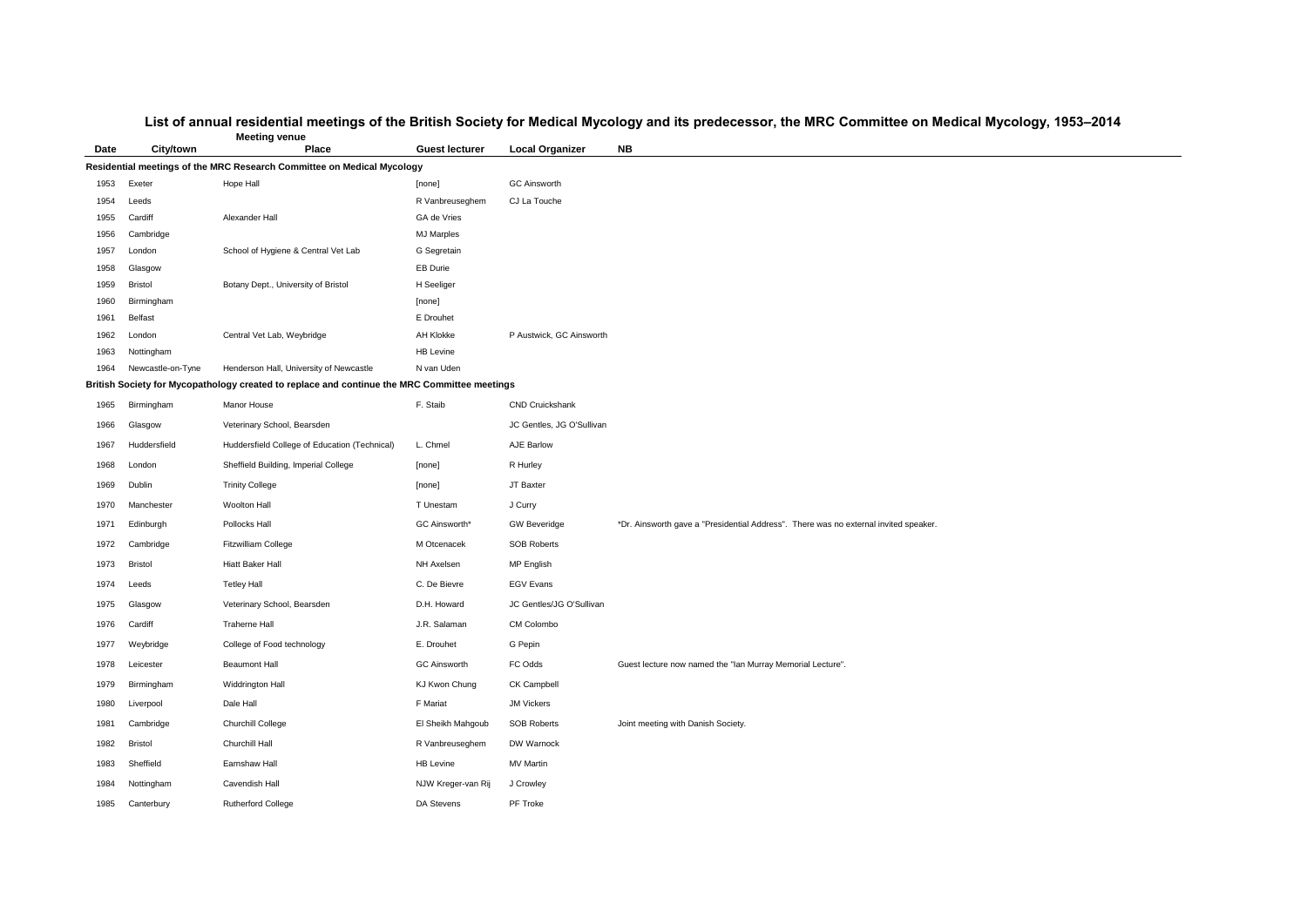# List of annual residential meetings of the British Society for Medical Mycology and its predecessor, the MRC Committee on Medical Mycology, 1953–2014

| Date | Meeting venue City/town | Place | Guest lecturer | Local Organizer | NB |
|---|---|---|---|---|---|
| **Residential meetings of the MRC Research Committee on Medical Mycology** | | | | | |
| 1953 | Exeter | Hope Hall | [none] | GC Ainsworth | |
| 1954 | Leeds | | R Vanbreuseghem | CJ La Touche | |
| 1955 | Cardiff | Alexander Hall | GA de Vries | | |
| 1956 | Cambridge | | MJ Marples | | |
| 1957 | London | School of Hygiene & Central Vet Lab | G Segretain | | |
| 1958 | Glasgow | | EB Durie | | |
| 1959 | Bristol | Botany Dept., University of Bristol | H Seeliger | | |
| 1960 | Birmingham | | [none] | | |
| 1961 | Belfast | | E Drouhet | | |
| 1962 | London | Central Vet Lab, Weybridge | AH Klokke | P Austwick, GC Ainsworth | |
| 1963 | Nottingham | | HB Levine | | |
| 1964 | Newcastle-on-Tyne | Henderson Hall, University of Newcastle | N van Uden | | |
| **British Society for Mycopathology created to replace and continue the MRC Committee meetings** | | | | | |
| 1965 | Birmingham | Manor House | F. Staib | CND Cruickshank | |
| 1966 | Glasgow | Veterinary School, Bearsden | | JC Gentles, JG O'Sullivan | |
| 1967 | Huddersfield | Huddersfield College of Education (Technical) | L. Chmel | AJE Barlow | |
| 1968 | London | Sheffield Building, Imperial College | [none] | R Hurley | |
| 1969 | Dublin | Trinity College | [none] | JT Baxter | |
| 1970 | Manchester | Woolton Hall | T Unestam | J Curry | |
| 1971 | Edinburgh | Pollocks Hall | GC Ainsworth* | GW Beveridge | *Dr. Ainsworth gave a "Presidential Address". There was no external invited speaker. |
| 1972 | Cambridge | Fitzwilliam College | M Otcenacek | SOB Roberts | |
| 1973 | Bristol | Hiatt Baker Hall | NH Axelsen | MP English | |
| 1974 | Leeds | Tetley Hall | C. De Bievre | EGV Evans | |
| 1975 | Glasgow | Veterinary School, Bearsden | D.H. Howard | JC Gentles/JG O'Sullivan | |
| 1976 | Cardiff | Traherne Hall | J.R. Salaman | CM Colombo | |
| 1977 | Weybridge | College of Food technology | E. Drouhet | G Pepin | |
| 1978 | Leicester | Beaumont Hall | GC Ainsworth | FC Odds | Guest lecture now named the "Ian Murray Memorial Lecture". |
| 1979 | Birmingham | Widdrington Hall | KJ Kwon Chung | CK Campbell | |
| 1980 | Liverpool | Dale Hall | F Mariat | JM Vickers | |
| 1981 | Cambridge | Churchill College | El Sheikh Mahgoub | SOB Roberts | Joint meeting with Danish Society. |
| 1982 | Bristol | Churchill Hall | R Vanbreuseghem | DW Warnock | |
| 1983 | Sheffield | Earnshaw Hall | HB Levine | MV Martin | |
| 1984 | Nottingham | Cavendish Hall | NJW Kreger-van Rij | J Crowley | |
| 1985 | Canterbury | Rutherford College | DA Stevens | PF Troke | |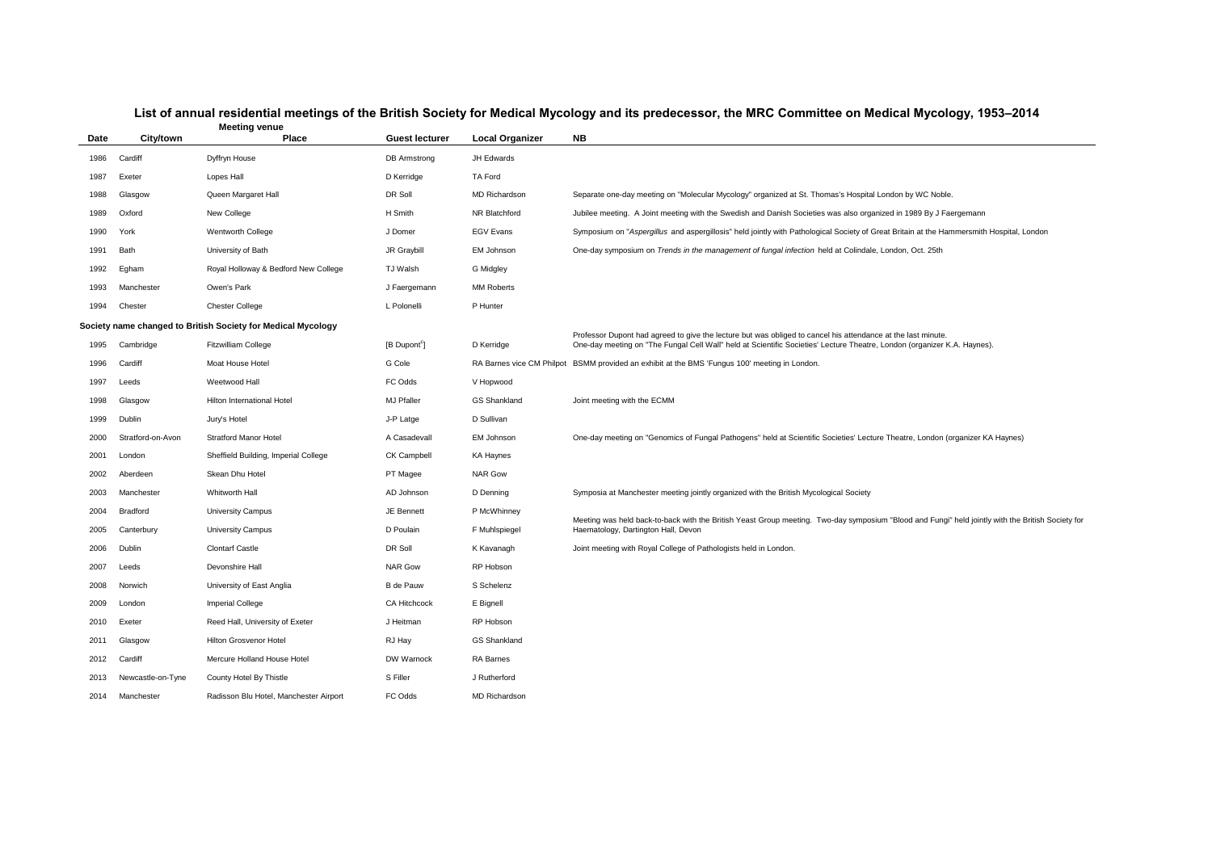## List of annual residential meetings of the British Society for Medical Mycology and its predecessor, the MRC Committee on Medical Mycology, 1953–2014

| Date | Meeting venue City/town | Place | Guest lecturer | Local Organizer | NB |
|---|---|---|---|---|---|
| 1986 | Cardiff | Dyffryn House | DB Armstrong | JH Edwards | |
| 1987 | Exeter | Lopes Hall | D Kerridge | TA Ford | |
| 1988 | Glasgow | Queen Margaret Hall | DR Soll | MD Richardson | Separate one-day meeting on "Molecular Mycology" organized at St. Thomas's Hospital London by WC Noble. |
| 1989 | Oxford | New College | H Smith | NR Blatchford | Jubilee meeting. A Joint meeting with the Swedish and Danish Societies was also organized in 1989 By J Faergemann |
| 1990 | York | Wentworth College | J Domer | EGV Evans | Symposium on "*Aspergillus* and aspergillosis" held jointly with Pathological Society of Great Britain at the Hammersmith Hospital, London |
| 1991 | Bath | University of Bath | JR Graybill | EM Johnson | One-day symposium on *Trends in the management of fungal infection* held at Colindale, London, Oct. 25th |
| 1992 | Egham | Royal Holloway & Bedford New College | TJ Walsh | G Midgley | |
| 1993 | Manchester | Owen's Park | J Faergemann | MM Roberts | |
| 1994 | Chester | Chester College | L Polonelli | P Hunter | |
| **Society name changed to British Society for Medical Mycology** | | | | | |
| 1995 | Cambridge | Fitzwilliam College | [B Dupont[c]] | D Kerridge | Professor Dupont had agreed to give the lecture but was obliged to cancel his attendance at the last minute. One-day meeting on "The Fungal Cell Wall" held at Scientific Societies' Lecture Theatre, London (organizer K.A. Haynes). |
| 1996 | Cardiff | Moat House Hotel | G Cole | RA Barnes vice CM Philpot | BSMM provided an exhibit at the BMS 'Fungus 100' meeting in London. |
| 1997 | Leeds | Weetwood Hall | FC Odds | V Hopwood | |
| 1998 | Glasgow | Hilton International Hotel | MJ Pfaller | GS Shankland | Joint meeting with the ECMM |
| 1999 | Dublin | Jury's Hotel | J-P Latge | D Sullivan | |
| 2000 | Stratford-on-Avon | Stratford Manor Hotel | A Casadevall | EM Johnson | One-day meeting on "Genomics of Fungal Pathogens" held at Scientific Societies' Lecture Theatre, London (organizer KA Haynes) |
| 2001 | London | Sheffield Building, Imperial College | CK Campbell | KA Haynes | |
| 2002 | Aberdeen | Skean Dhu Hotel | PT Magee | NAR Gow | |
| 2003 | Manchester | Whitworth Hall | AD Johnson | D Denning | Symposia at Manchester meeting jointly organized with the British Mycological Society |
| 2004 | Bradford | University Campus | JE Bennett | P McWhinney | |
| 2005 | Canterbury | University Campus | D Poulain | F Muhlspiegel | Meeting was held back-to-back with the British Yeast Group meeting. Two-day symposium "Blood and Fungi" held jointly with the British Society for Haematology, Dartington Hall, Devon |
| 2006 | Dublin | Clontarf Castle | DR Soll | K Kavanagh | Joint meeting with Royal College of Pathologists held in London. |
| 2007 | Leeds | Devonshire Hall | NAR Gow | RP Hobson | |
| 2008 | Norwich | University of East Anglia | B de Pauw | S Schelenz | |
| 2009 | London | Imperial College | CA Hitchcock | E Bignell | |
| 2010 | Exeter | Reed Hall, University of Exeter | J Heitman | RP Hobson | |
| 2011 | Glasgow | Hilton Grosvenor Hotel | RJ Hay | GS Shankland | |
| 2012 | Cardiff | Mercure Holland House Hotel | DW Warnock | RA Barnes | |
| 2013 | Newcastle-on-Tyne | County Hotel By Thistle | S Filler | J Rutherford | |
| 2014 | Manchester | Radisson Blu Hotel, Manchester Airport | FC Odds | MD Richardson | |